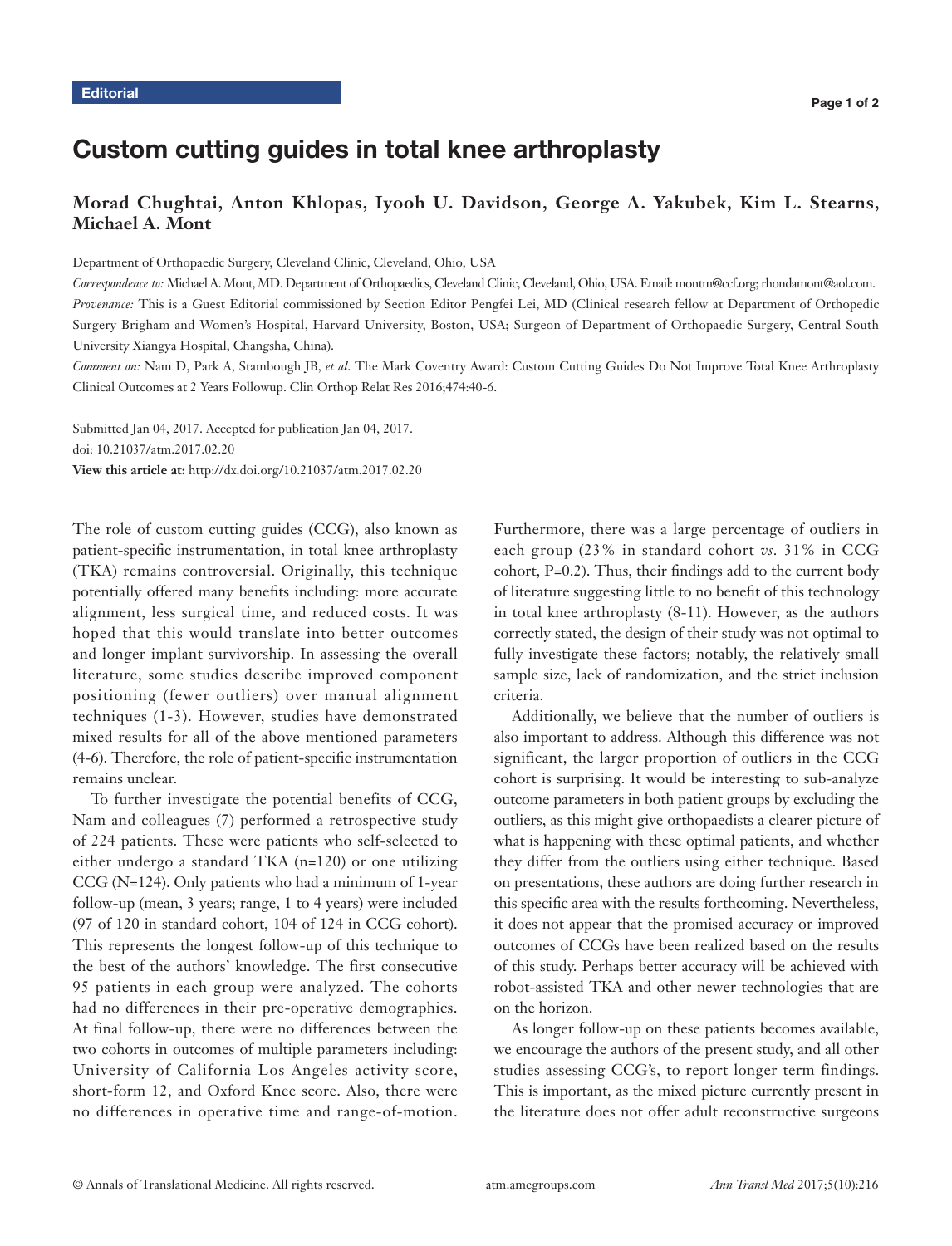Editorial

# Custom cutting guides in total knee arthroplasty

**Morad Chughtai, Anton Khlopas, Iyooh U. Davidson, George A. Yakubek, Kim L. Stearns, Michael A. Mont**

Department of Orthopaedic Surgery, Cleveland Clinic, Cleveland, Ohio, USA

*Correspondence to:* Michael A. Mont, MD. Department of Orthopaedics, Cleveland Clinic, Cleveland, Ohio, USA. Email: montm@ccf.org; rhondamont@aol.com.

*Provenance:* This is a Guest Editorial commissioned by Section Editor Pengfei Lei, MD (Clinical research fellow at Department of Orthopedic Surgery Brigham and Women's Hospital, Harvard University, Boston, USA; Surgeon of Department of Orthopaedic Surgery, Central South University Xiangya Hospital, Changsha, China).

*Comment on:* Nam D, Park A, Stambough JB, *et al*. The Mark Coventry Award: Custom Cutting Guides Do Not Improve Total Knee Arthroplasty Clinical Outcomes at 2 Years Followup. Clin Orthop Relat Res 2016;474:40-6.

Submitted Jan 04, 2017. Accepted for publication Jan 04, 2017.
doi: 10.21037/atm.2017.02.20
**View this article at:** http://dx.doi.org/10.21037/atm.2017.02.20

The role of custom cutting guides (CCG), also known as patient-specific instrumentation, in total knee arthroplasty (TKA) remains controversial. Originally, this technique potentially offered many benefits including: more accurate alignment, less surgical time, and reduced costs. It was hoped that this would translate into better outcomes and longer implant survivorship. In assessing the overall literature, some studies describe improved component positioning (fewer outliers) over manual alignment techniques (1-3). However, studies have demonstrated mixed results for all of the above mentioned parameters (4-6). Therefore, the role of patient-specific instrumentation remains unclear.

To further investigate the potential benefits of CCG, Nam and colleagues (7) performed a retrospective study of 224 patients. These were patients who self-selected to either undergo a standard TKA (n=120) or one utilizing CCG (N=124). Only patients who had a minimum of 1-year follow-up (mean, 3 years; range, 1 to 4 years) were included (97 of 120 in standard cohort, 104 of 124 in CCG cohort). This represents the longest follow-up of this technique to the best of the authors' knowledge. The first consecutive 95 patients in each group were analyzed. The cohorts had no differences in their pre-operative demographics. At final follow-up, there were no differences between the two cohorts in outcomes of multiple parameters including: University of California Los Angeles activity score, short-form 12, and Oxford Knee score. Also, there were no differences in operative time and range-of-motion. Furthermore, there was a large percentage of outliers in each group (23% in standard cohort *vs.* 31% in CCG cohort, P=0.2). Thus, their findings add to the current body of literature suggesting little to no benefit of this technology in total knee arthroplasty (8-11). However, as the authors correctly stated, the design of their study was not optimal to fully investigate these factors; notably, the relatively small sample size, lack of randomization, and the strict inclusion criteria.

Additionally, we believe that the number of outliers is also important to address. Although this difference was not significant, the larger proportion of outliers in the CCG cohort is surprising. It would be interesting to sub-analyze outcome parameters in both patient groups by excluding the outliers, as this might give orthopaedists a clearer picture of what is happening with these optimal patients, and whether they differ from the outliers using either technique. Based on presentations, these authors are doing further research in this specific area with the results forthcoming. Nevertheless, it does not appear that the promised accuracy or improved outcomes of CCGs have been realized based on the results of this study. Perhaps better accuracy will be achieved with robot-assisted TKA and other newer technologies that are on the horizon.

As longer follow-up on these patients becomes available, we encourage the authors of the present study, and all other studies assessing CCG's, to report longer term findings. This is important, as the mixed picture currently present in the literature does not offer adult reconstructive surgeons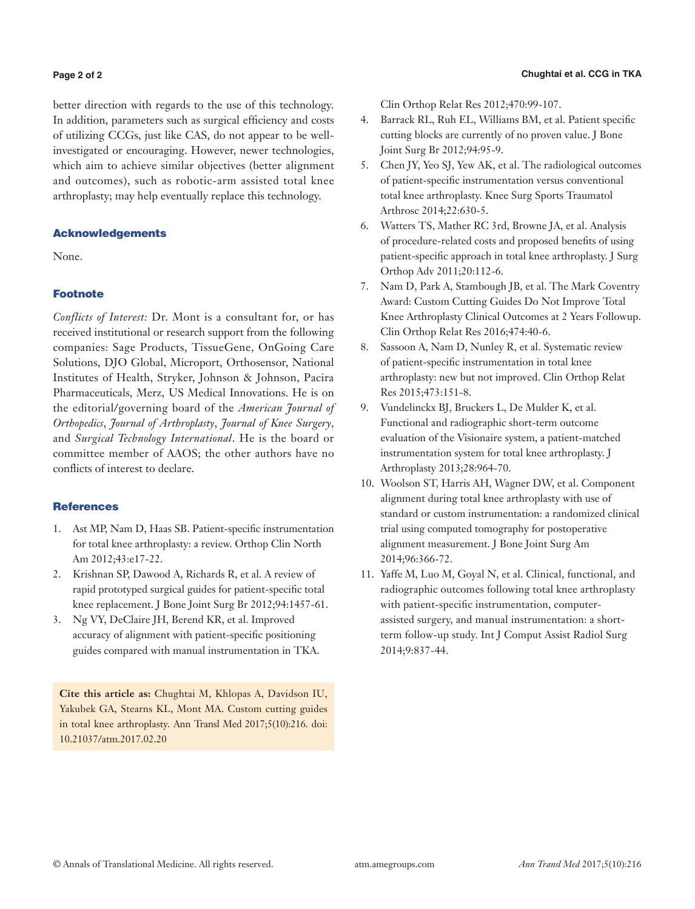better direction with regards to the use of this technology. In addition, parameters such as surgical efficiency and costs of utilizing CCGs, just like CAS, do not appear to be well-investigated or encouraging. However, newer technologies, which aim to achieve similar objectives (better alignment and outcomes), such as robotic-arm assisted total knee arthroplasty; may help eventually replace this technology.

## Acknowledgements

None.

## Footnote

*Conflicts of Interest:* Dr. Mont is a consultant for, or has received institutional or research support from the following companies: Sage Products, TissueGene, OnGoing Care Solutions, DJO Global, Microport, Orthosensor, National Institutes of Health, Stryker, Johnson & Johnson, Pacira Pharmaceuticals, Merz, US Medical Innovations. He is on the editorial/governing board of the *American Journal of Orthopedics*, *Journal of Arthroplasty*, *Journal of Knee Surgery*, and *Surgical Technology International*. He is the board or committee member of AAOS; the other authors have no conflicts of interest to declare.

## References

1. Ast MP, Nam D, Haas SB. Patient-specific instrumentation for total knee arthroplasty: a review. Orthop Clin North Am 2012;43:e17-22.
2. Krishnan SP, Dawood A, Richards R, et al. A review of rapid prototyped surgical guides for patient-specific total knee replacement. J Bone Joint Surg Br 2012;94:1457-61.
3. Ng VY, DeClaire JH, Berend KR, et al. Improved accuracy of alignment with patient-specific positioning guides compared with manual instrumentation in TKA. Clin Orthop Relat Res 2012;470:99-107.
4. Barrack RL, Ruh EL, Williams BM, et al. Patient specific cutting blocks are currently of no proven value. J Bone Joint Surg Br 2012;94:95-9.
5. Chen JY, Yeo SJ, Yew AK, et al. The radiological outcomes of patient-specific instrumentation versus conventional total knee arthroplasty. Knee Surg Sports Traumatol Arthrosc 2014;22:630-5.
6. Watters TS, Mather RC 3rd, Browne JA, et al. Analysis of procedure-related costs and proposed benefits of using patient-specific approach in total knee arthroplasty. J Surg Orthop Adv 2011;20:112-6.
7. Nam D, Park A, Stambough JB, et al. The Mark Coventry Award: Custom Cutting Guides Do Not Improve Total Knee Arthroplasty Clinical Outcomes at 2 Years Followup. Clin Orthop Relat Res 2016;474:40-6.
8. Sassoon A, Nam D, Nunley R, et al. Systematic review of patient-specific instrumentation in total knee arthroplasty: new but not improved. Clin Orthop Relat Res 2015;473:151-8.
9. Vundelinckx BJ, Bruckers L, De Mulder K, et al. Functional and radiographic short-term outcome evaluation of the Visionaire system, a patient-matched instrumentation system for total knee arthroplasty. J Arthroplasty 2013;28:964-70.
10. Woolson ST, Harris AH, Wagner DW, et al. Component alignment during total knee arthroplasty with use of standard or custom instrumentation: a randomized clinical trial using computed tomography for postoperative alignment measurement. J Bone Joint Surg Am 2014;96:366-72.
11. Yaffe M, Luo M, Goyal N, et al. Clinical, functional, and radiographic outcomes following total knee arthroplasty with patient-specific instrumentation, computer-assisted surgery, and manual instrumentation: a short-term follow-up study. Int J Comput Assist Radiol Surg 2014;9:837-44.

**Cite this article as:** Chughtai M, Khlopas A, Davidson IU, Yakubek GA, Stearns KL, Mont MA. Custom cutting guides in total knee arthroplasty. Ann Transl Med 2017;5(10):216. doi: 10.21037/atm.2017.02.20